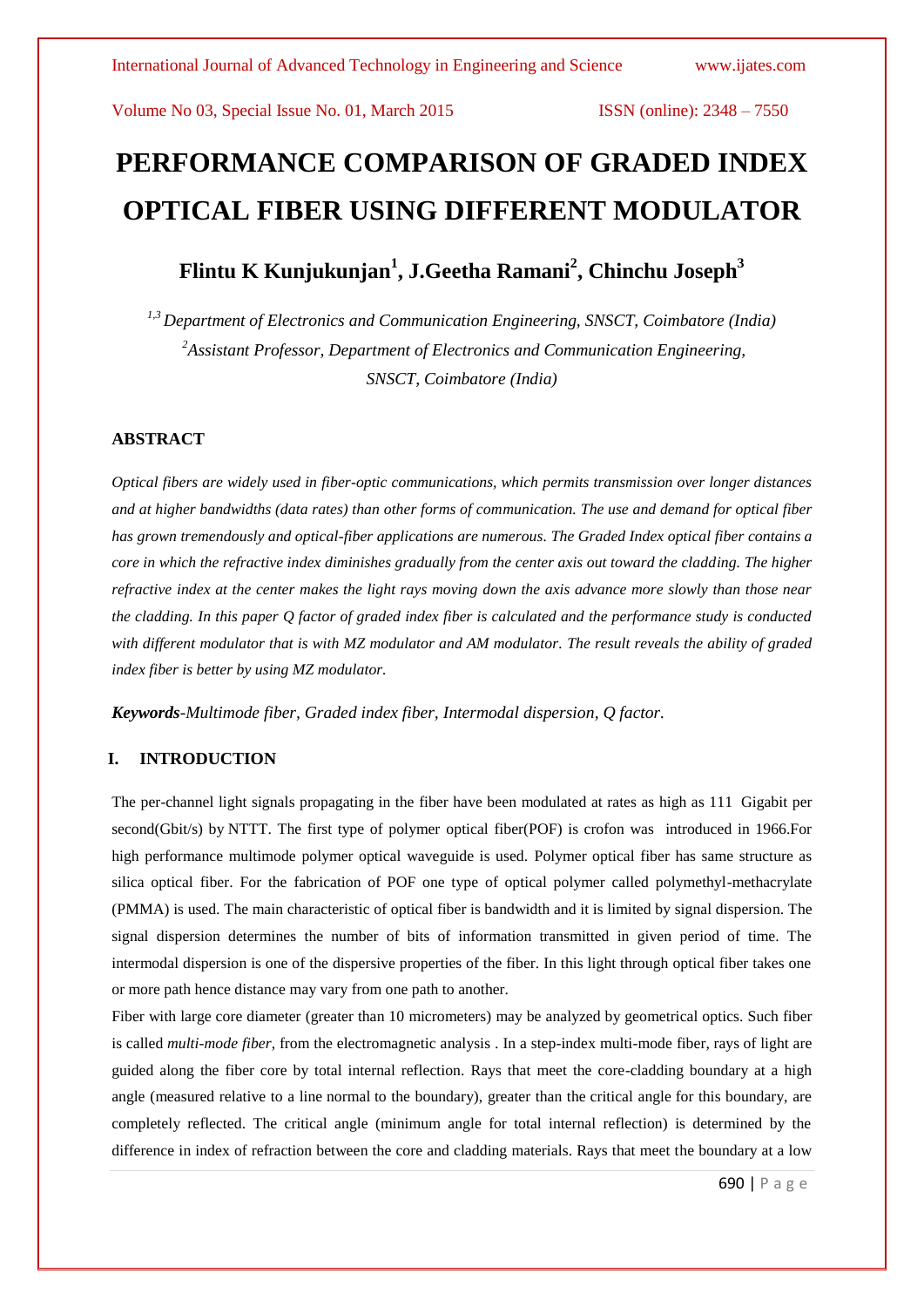# PERFORMANCE COMPARISON OF GRADED INDEX OPTICAL FIBER USING DIFFERENT MODULATOR

**Flintu K Kunjukunjan[1], J.Geetha Ramani[2], Chinchu Joseph[3]**

*[1,3] Department of Electronics and Communication Engineering, SNSCT, Coimbatore (India)*
*[2]Assistant Professor, Department of Electronics and Communication Engineering, SNSCT, Coimbatore (India)*

## ABSTRACT

*Optical fibers are widely used in fiber-optic communications, which permits transmission over longer distances and at higher bandwidths (data rates) than other forms of communication. The use and demand for optical fiber has grown tremendously and optical-fiber applications are numerous. The Graded Index optical fiber contains a core in which the refractive index diminishes gradually from the center axis out toward the cladding. The higher refractive index at the center makes the light rays moving down the axis advance more slowly than those near the cladding. In this paper Q factor of graded index fiber is calculated and the performance study is conducted with different modulator that is with MZ modulator and AM modulator. The result reveals the ability of graded index fiber is better by using MZ modulator.*

***Keywords****-Multimode fiber, Graded index fiber, Intermodal dispersion, Q factor.*

## I. INTRODUCTION

The per-channel light signals propagating in the fiber have been modulated at rates as high as 111 Gigabit per second(Gbit/s) by NTTT. The first type of polymer optical fiber(POF) is crofon was introduced in 1966.For high performance multimode polymer optical waveguide is used. Polymer optical fiber has same structure as silica optical fiber. For the fabrication of POF one type of optical polymer called polymethyl-methacrylate (PMMA) is used. The main characteristic of optical fiber is bandwidth and it is limited by signal dispersion. The signal dispersion determines the number of bits of information transmitted in given period of time. The intermodal dispersion is one of the dispersive properties of the fiber. In this light through optical fiber takes one or more path hence distance may vary from one path to another.

Fiber with large core diameter (greater than 10 micrometers) may be analyzed by geometrical optics. Such fiber is called *multi-mode fiber*, from the electromagnetic analysis . In a step-index multi-mode fiber, rays of light are guided along the fiber core by total internal reflection. Rays that meet the core-cladding boundary at a high angle (measured relative to a line normal to the boundary), greater than the critical angle for this boundary, are completely reflected. The critical angle (minimum angle for total internal reflection) is determined by the difference in index of refraction between the core and cladding materials. Rays that meet the boundary at a low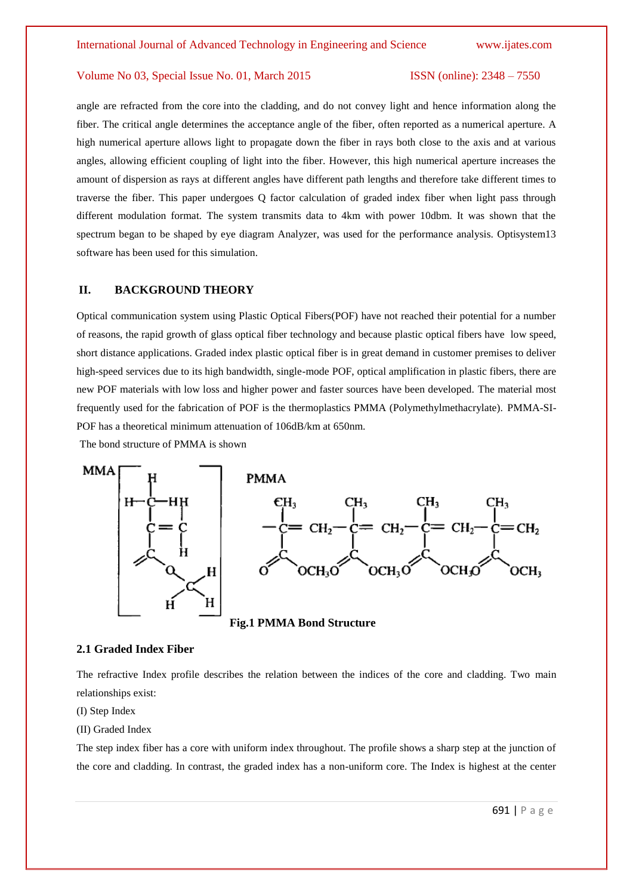angle are refracted from the core into the cladding, and do not convey light and hence information along the fiber. The critical angle determines the acceptance angle of the fiber, often reported as a numerical aperture. A high numerical aperture allows light to propagate down the fiber in rays both close to the axis and at various angles, allowing efficient coupling of light into the fiber. However, this high numerical aperture increases the amount of dispersion as rays at different angles have different path lengths and therefore take different times to traverse the fiber. This paper undergoes Q factor calculation of graded index fiber when light pass through different modulation format. The system transmits data to 4km with power 10dbm. It was shown that the spectrum began to be shaped by eye diagram Analyzer, was used for the performance analysis. Optisystem13 software has been used for this simulation.

## II. BACKGROUND THEORY

Optical communication system using Plastic Optical Fibers(POF) have not reached their potential for a number of reasons, the rapid growth of glass optical fiber technology and because plastic optical fibers have low speed, short distance applications. Graded index plastic optical fiber is in great demand in customer premises to deliver high-speed services due to its high bandwidth, single-mode POF, optical amplification in plastic fibers, there are new POF materials with low loss and higher power and faster sources have been developed. The material most frequently used for the fabrication of POF is the thermoplastics PMMA (Polymethylmethacrylate). PMMA-SI-POF has a theoretical minimum attenuation of 106dB/km at 650nm.

The bond structure of PMMA is shown

**Fig.1 PMMA Bond Structure**

### 2.1 Graded Index Fiber

The refractive Index profile describes the relation between the indices of the core and cladding. Two main relationships exist:

(I) Step Index

(II) Graded Index

The step index fiber has a core with uniform index throughout. The profile shows a sharp step at the junction of the core and cladding. In contrast, the graded index has a non-uniform core. The Index is highest at the center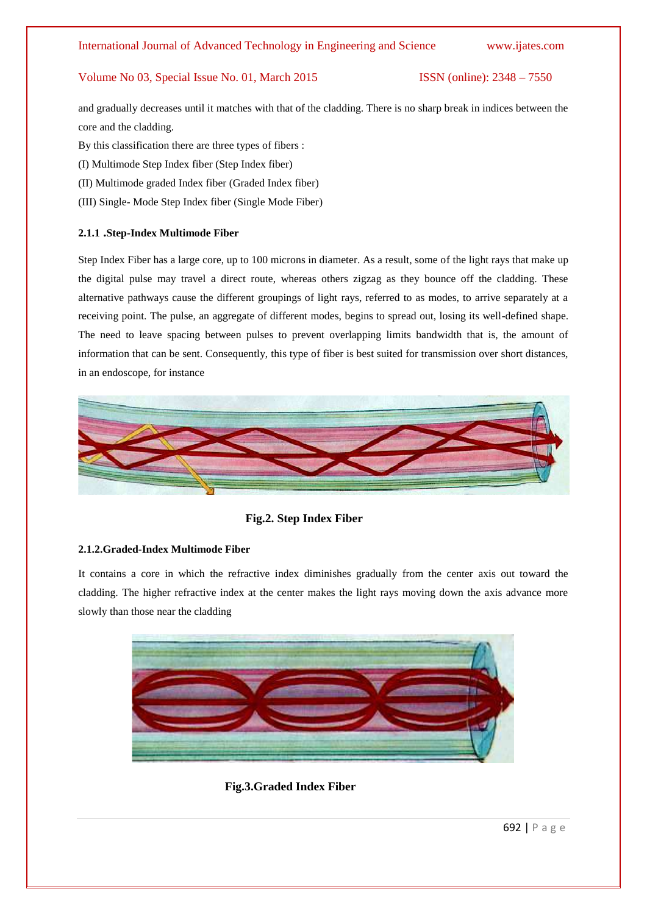and gradually decreases until it matches with that of the cladding. There is no sharp break in indices between the core and the cladding.

By this classification there are three types of fibers :

(I) Multimode Step Index fiber (Step Index fiber)

(II) Multimode graded Index fiber (Graded Index fiber)

(III) Single- Mode Step Index fiber (Single Mode Fiber)

### 2.1.1 .Step-Index Multimode Fiber

Step Index Fiber has a large core, up to 100 microns in diameter. As a result, some of the light rays that make up the digital pulse may travel a direct route, whereas others zigzag as they bounce off the cladding. These alternative pathways cause the different groupings of light rays, referred to as modes, to arrive separately at a receiving point. The pulse, an aggregate of different modes, begins to spread out, losing its well-defined shape. The need to leave spacing between pulses to prevent overlapping limits bandwidth that is, the amount of information that can be sent. Consequently, this type of fiber is best suited for transmission over short distances, in an endoscope, for instance

**Fig.2. Step Index Fiber**

### 2.1.2.Graded-Index Multimode Fiber

It contains a core in which the refractive index diminishes gradually from the center axis out toward the cladding. The higher refractive index at the center makes the light rays moving down the axis advance more slowly than those near the cladding

**Fig.3.Graded Index Fiber**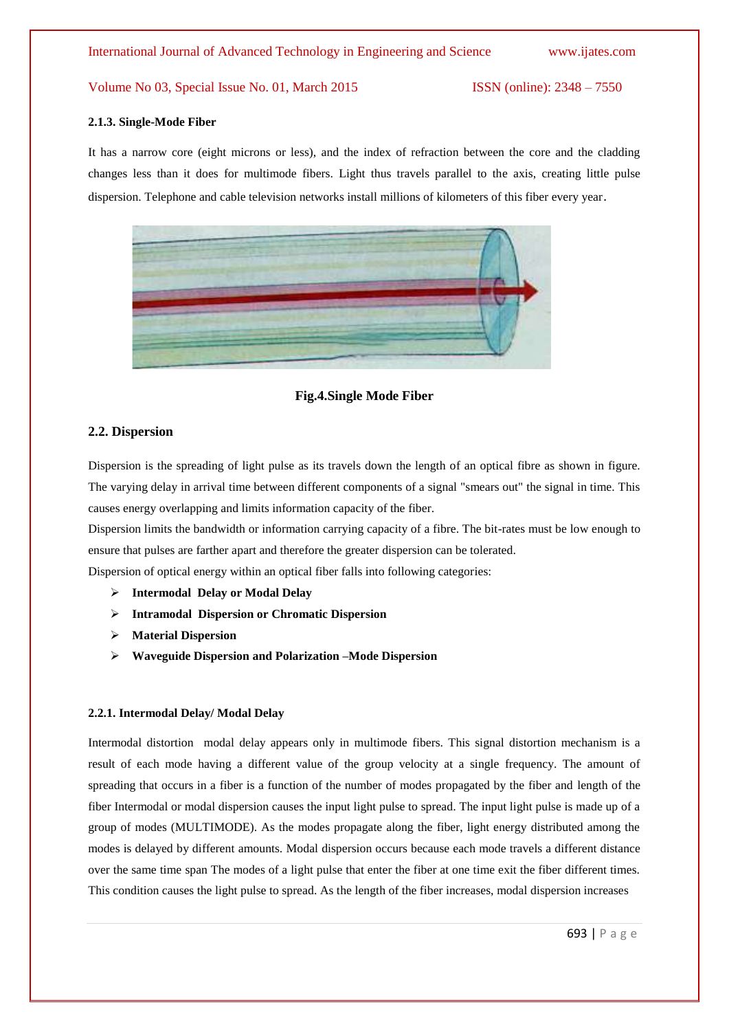#### 2.1.3. Single-Mode Fiber

It has a narrow core (eight microns or less), and the index of refraction between the core and the cladding changes less than it does for multimode fibers. Light thus travels parallel to the axis, creating little pulse dispersion. Telephone and cable television networks install millions of kilometers of this fiber every year.

**Fig.4.Single Mode Fiber**

### 2.2. Dispersion

Dispersion is the spreading of light pulse as its travels down the length of an optical fibre as shown in figure. The varying delay in arrival time between different components of a signal "smears out" the signal in time. This causes energy overlapping and limits information capacity of the fiber.

Dispersion limits the bandwidth or information carrying capacity of a fibre. The bit-rates must be low enough to ensure that pulses are farther apart and therefore the greater dispersion can be tolerated.

Dispersion of optical energy within an optical fiber falls into following categories:

- **Intermodal Delay or Modal Delay**
- **Intramodal Dispersion or Chromatic Dispersion**
- **Material Dispersion**
- **Waveguide Dispersion and Polarization –Mode Dispersion**

#### 2.2.1. Intermodal Delay/ Modal Delay

Intermodal distortion modal delay appears only in multimode fibers. This signal distortion mechanism is a result of each mode having a different value of the group velocity at a single frequency. The amount of spreading that occurs in a fiber is a function of the number of modes propagated by the fiber and length of the fiber Intermodal or modal dispersion causes the input light pulse to spread. The input light pulse is made up of a group of modes (MULTIMODE). As the modes propagate along the fiber, light energy distributed among the modes is delayed by different amounts. Modal dispersion occurs because each mode travels a different distance over the same time span The modes of a light pulse that enter the fiber at one time exit the fiber different times. This condition causes the light pulse to spread. As the length of the fiber increases, modal dispersion increases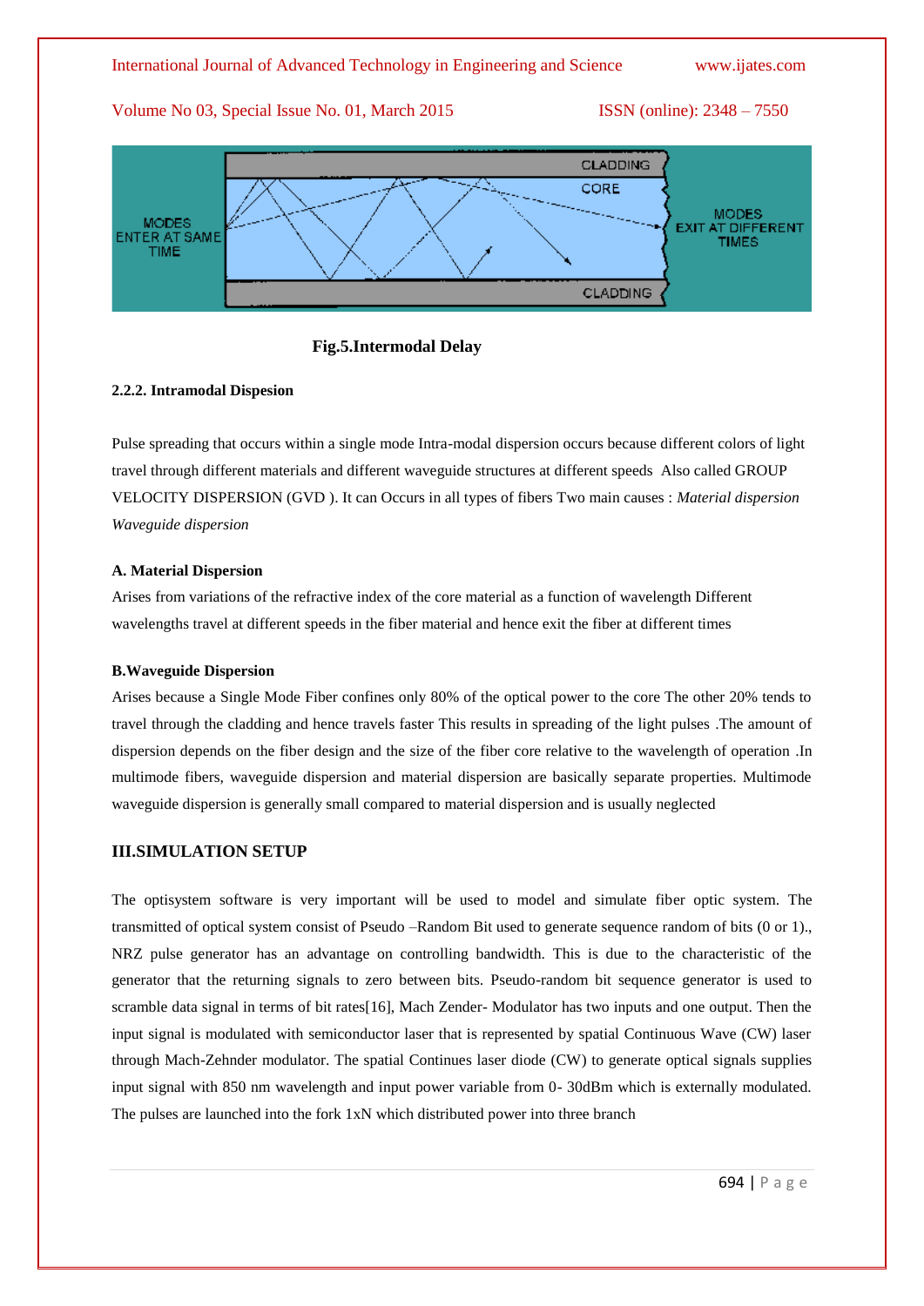**Fig.5.Intermodal Delay**

### 2.2.2. Intramodal Dispesion

Pulse spreading that occurs within a single mode Intra-modal dispersion occurs because different colors of light travel through different materials and different waveguide structures at different speeds Also called GROUP VELOCITY DISPERSION (GVD ). It can Occurs in all types of fibers Two main causes : *Material dispersion Waveguide dispersion*

#### A. Material Dispersion

Arises from variations of the refractive index of the core material as a function of wavelength Different wavelengths travel at different speeds in the fiber material and hence exit the fiber at different times

#### B.Waveguide Dispersion

Arises because a Single Mode Fiber confines only 80% of the optical power to the core The other 20% tends to travel through the cladding and hence travels faster This results in spreading of the light pulses .The amount of dispersion depends on the fiber design and the size of the fiber core relative to the wavelength of operation .In multimode fibers, waveguide dispersion and material dispersion are basically separate properties. Multimode waveguide dispersion is generally small compared to material dispersion and is usually neglected

## III.SIMULATION SETUP

The optisystem software is very important will be used to model and simulate fiber optic system. The transmitted of optical system consist of Pseudo –Random Bit used to generate sequence random of bits (0 or 1)., NRZ pulse generator has an advantage on controlling bandwidth. This is due to the characteristic of the generator that the returning signals to zero between bits. Pseudo-random bit sequence generator is used to scramble data signal in terms of bit rates[16], Mach Zender- Modulator has two inputs and one output. Then the input signal is modulated with semiconductor laser that is represented by spatial Continuous Wave (CW) laser through Mach-Zehnder modulator. The spatial Continues laser diode (CW) to generate optical signals supplies input signal with 850 nm wavelength and input power variable from 0- 30dBm which is externally modulated. The pulses are launched into the fork 1xN which distributed power into three branch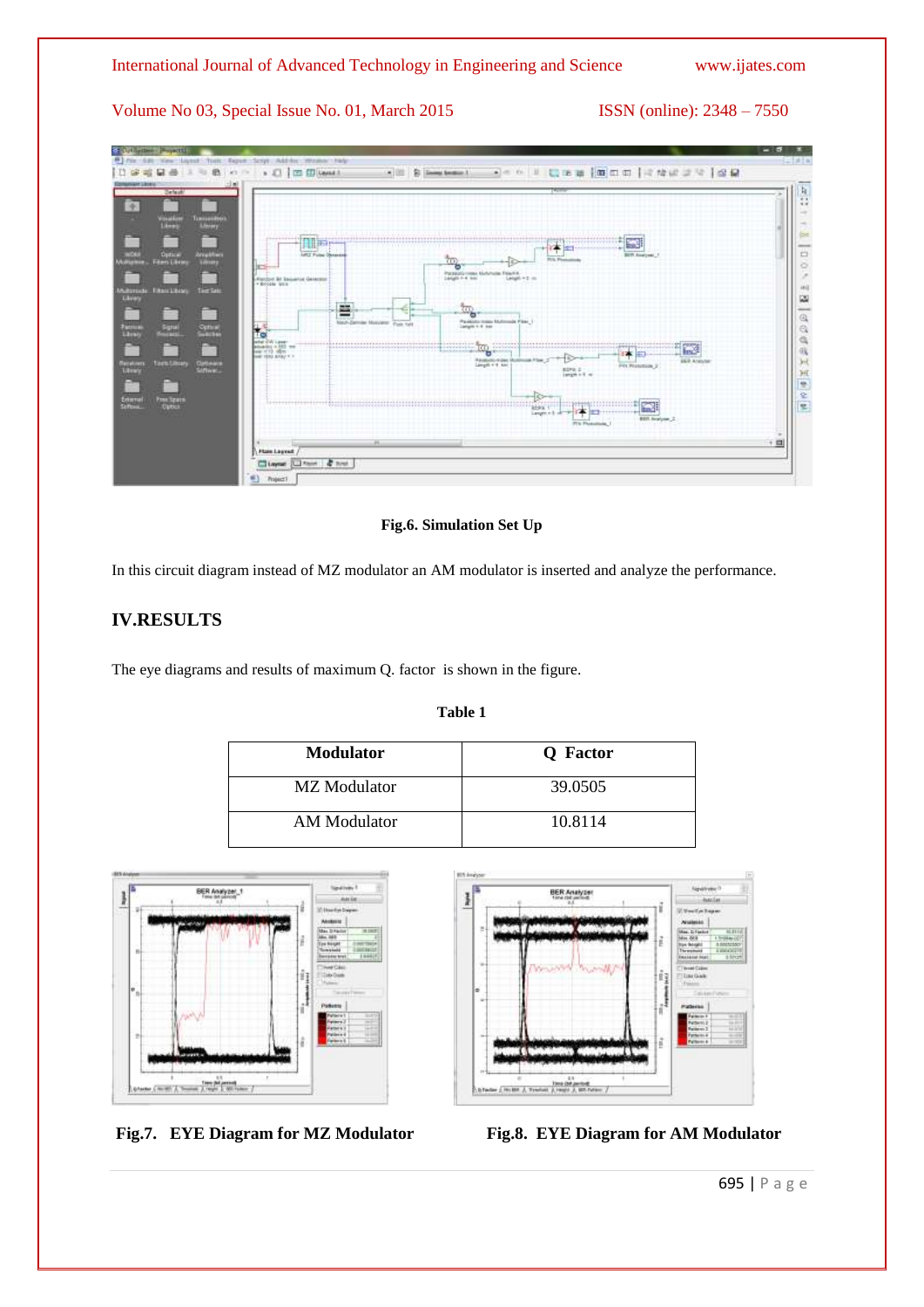Fig.6. Simulation Set Up

In this circuit diagram instead of MZ modulator an AM modulator is inserted and analyze the performance.

## IV.RESULTS

The eye diagrams and results of maximum Q. factor is shown in the figure.

**Table 1**

| Modulator | Q Factor |
| --- | --- |
| MZ Modulator | 39.0505 |
| AM Modulator | 10.8114 |

**Fig.7. EYE Diagram for MZ Modulator**

**Fig.8. EYE Diagram for AM Modulator**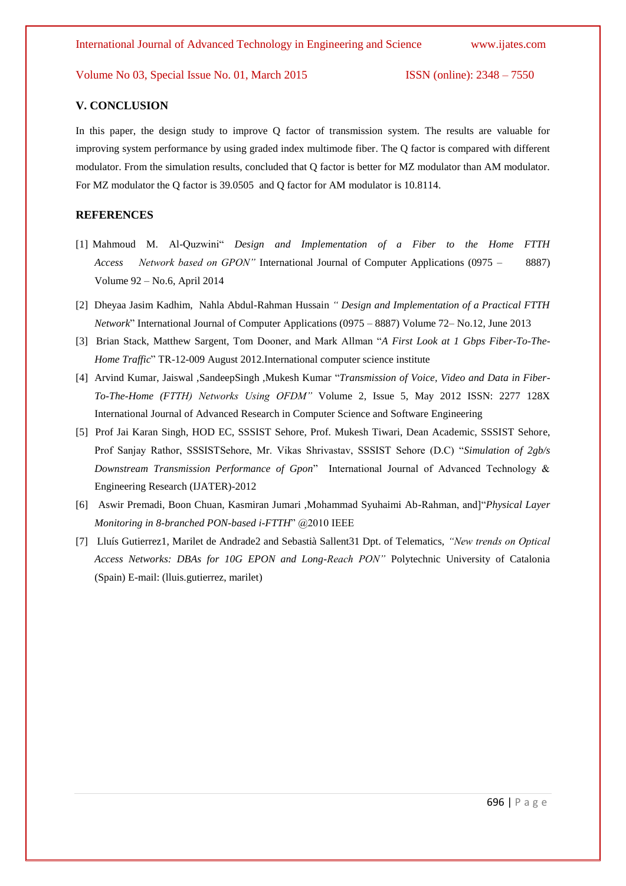### V. CONCLUSION

In this paper, the design study to improve Q factor of transmission system. The results are valuable for improving system performance by using graded index multimode fiber. The Q factor is compared with different modulator. From the simulation results, concluded that Q factor is better for MZ modulator than AM modulator. For MZ modulator the Q factor is 39.0505 and Q factor for AM modulator is 10.8114.

### REFERENCES

[1] Mahmoud M. Al-Quzwini" *Design and Implementation of a Fiber to the Home FTTH Access Network based on GPON"* International Journal of Computer Applications (0975 – 8887) Volume 92 – No.6, April 2014

[2] Dheyaa Jasim Kadhim, Nahla Abdul-Rahman Hussain *" Design and Implementation of a Practical FTTH Network*" International Journal of Computer Applications (0975 – 8887) Volume 72– No.12, June 2013

[3] Brian Stack, Matthew Sargent, Tom Dooner, and Mark Allman "*A First Look at 1 Gbps Fiber-To-The-Home Traffic*" TR-12-009 August 2012.International computer science institute

[4] Arvind Kumar, Jaiswal ,SandeepSingh ,Mukesh Kumar "*Transmission of Voice, Video and Data in Fiber-To-The-Home (FTTH) Networks Using OFDM"* Volume 2, Issue 5, May 2012 ISSN: 2277 128X International Journal of Advanced Research in Computer Science and Software Engineering

[5] Prof Jai Karan Singh, HOD EC, SSSIST Sehore, Prof. Mukesh Tiwari, Dean Academic, SSSIST Sehore, Prof Sanjay Rathor, SSSISTSehore, Mr. Vikas Shrivastav, SSSIST Sehore (D.C) "*Simulation of 2gb/s Downstream Transmission Performance of Gpon*" International Journal of Advanced Technology & Engineering Research (IJATER)-2012

[6] Aswir Premadi, Boon Chuan, Kasmiran Jumari ,Mohammad Syuhaimi Ab-Rahman, and]"*Physical Layer Monitoring in 8-branched PON-based i-FTTH*" @2010 IEEE

[7] Lluís Gutierrez1, Marilet de Andrade2 and Sebastià Sallent31 Dpt. of Telematics, *"New trends on Optical Access Networks: DBAs for 10G EPON and Long-Reach PON"* Polytechnic University of Catalonia (Spain) E-mail: (lluis.gutierrez, marilet)